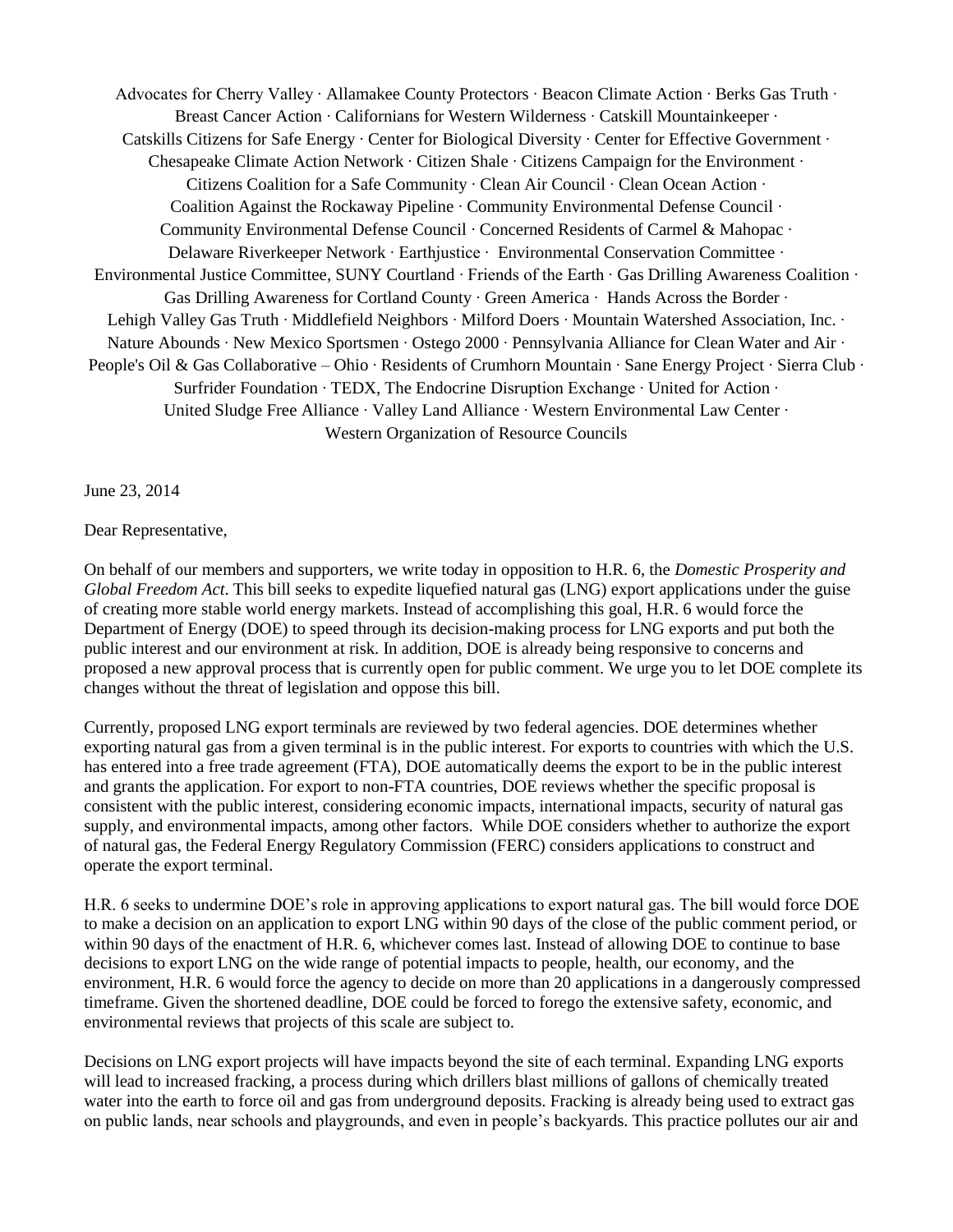Advocates for Cherry Valley · Allamakee County Protectors · Beacon Climate Action · Berks Gas Truth · Breast Cancer Action · Californians for Western Wilderness · Catskill Mountainkeeper · Catskills Citizens for Safe Energy · Center for Biological Diversity · Center for Effective Government · Chesapeake Climate Action Network · Citizen Shale · Citizens Campaign for the Environment · Citizens Coalition for a Safe Community · Clean Air Council · Clean Ocean Action · Coalition Against the Rockaway Pipeline · Community Environmental Defense Council · Community Environmental Defense Council · Concerned Residents of Carmel & Mahopac · Delaware Riverkeeper Network · Earthjustice · Environmental Conservation Committee · Environmental Justice Committee, SUNY Courtland · Friends of the Earth · Gas Drilling Awareness Coalition · Gas Drilling Awareness for Cortland County · Green America · Hands Across the Border · Lehigh Valley Gas Truth · Middlefield Neighbors · Milford Doers · Mountain Watershed Association, Inc. · Nature Abounds · New Mexico Sportsmen · Ostego 2000 · Pennsylvania Alliance for Clean Water and Air · People's Oil & Gas Collaborative – Ohio · Residents of Crumhorn Mountain · Sane Energy Project · Sierra Club · Surfrider Foundation · TEDX, The Endocrine Disruption Exchange · United for Action · United Sludge Free Alliance · Valley Land Alliance · Western Environmental Law Center · Western Organization of Resource Councils

June 23, 2014

Dear Representative,

On behalf of our members and supporters, we write today in opposition to H.R. 6, the *Domestic Prosperity and Global Freedom Act*. This bill seeks to expedite liquefied natural gas (LNG) export applications under the guise of creating more stable world energy markets. Instead of accomplishing this goal, H.R. 6 would force the Department of Energy (DOE) to speed through its decision-making process for LNG exports and put both the public interest and our environment at risk. In addition, DOE is already being responsive to concerns and proposed a new approval process that is currently open for public comment. We urge you to let DOE complete its changes without the threat of legislation and oppose this bill.

Currently, proposed LNG export terminals are reviewed by two federal agencies. DOE determines whether exporting natural gas from a given terminal is in the public interest. For exports to countries with which the U.S. has entered into a free trade agreement (FTA), DOE automatically deems the export to be in the public interest and grants the application. For export to non-FTA countries, DOE reviews whether the specific proposal is consistent with the public interest, considering economic impacts, international impacts, security of natural gas supply, and environmental impacts, among other factors. While DOE considers whether to authorize the export of natural gas, the Federal Energy Regulatory Commission (FERC) considers applications to construct and operate the export terminal.

H.R. 6 seeks to undermine DOE's role in approving applications to export natural gas. The bill would force DOE to make a decision on an application to export LNG within 90 days of the close of the public comment period, or within 90 days of the enactment of H.R. 6, whichever comes last. Instead of allowing DOE to continue to base decisions to export LNG on the wide range of potential impacts to people, health, our economy, and the environment, H.R. 6 would force the agency to decide on more than 20 applications in a dangerously compressed timeframe. Given the shortened deadline, DOE could be forced to forego the extensive safety, economic, and environmental reviews that projects of this scale are subject to.

Decisions on LNG export projects will have impacts beyond the site of each terminal. Expanding LNG exports will lead to increased fracking, a process during which drillers blast millions of gallons of chemically treated water into the earth to force oil and gas from underground deposits. Fracking is already being used to extract gas on public lands, near schools and playgrounds, and even in people's backyards. This practice pollutes our air and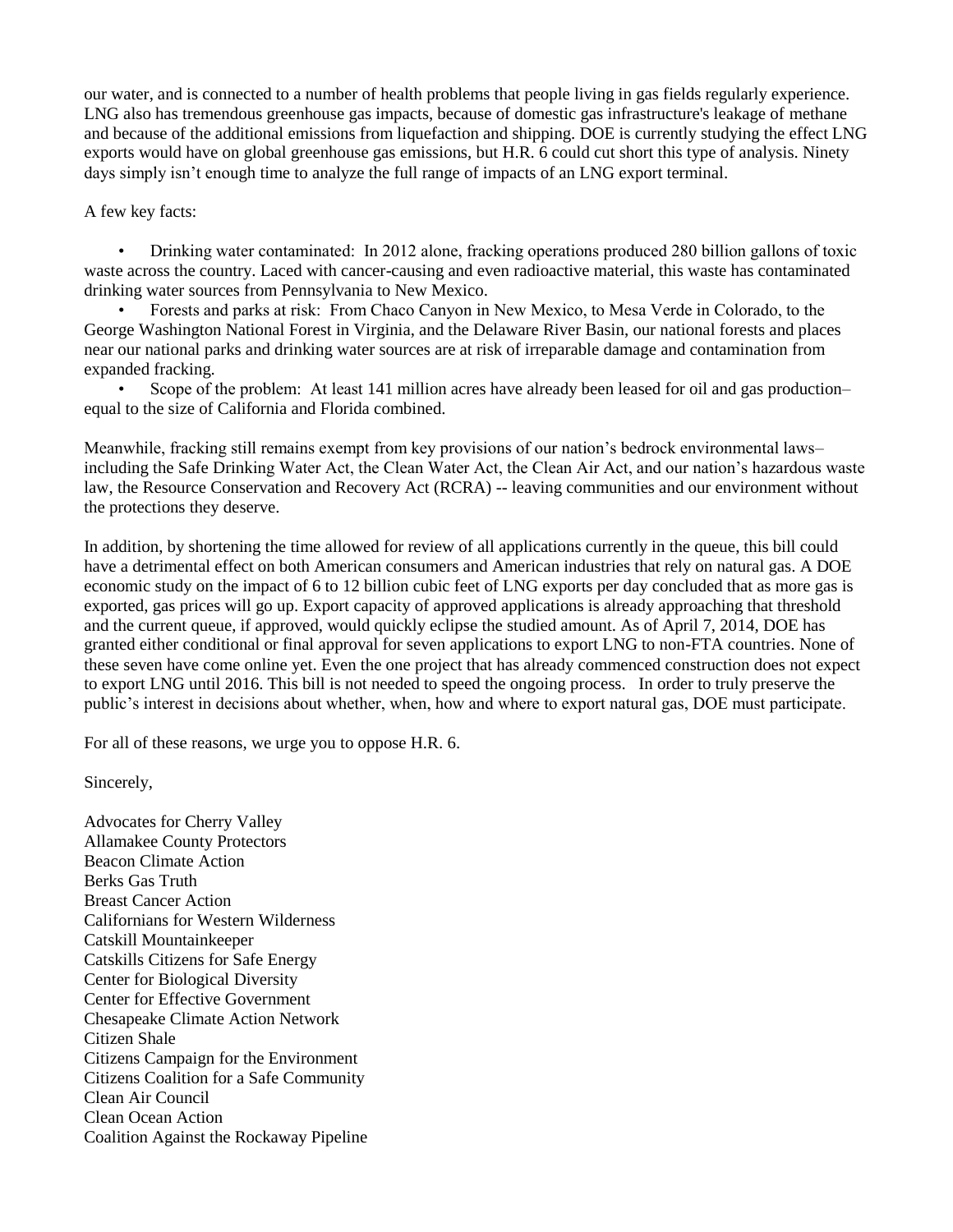our water, and is connected to a number of health problems that people living in gas fields regularly experience. LNG also has tremendous greenhouse gas impacts, because of domestic gas infrastructure's leakage of methane and because of the additional emissions from liquefaction and shipping. DOE is currently studying the effect LNG exports would have on global greenhouse gas emissions, but H.R. 6 could cut short this type of analysis. Ninety days simply isn't enough time to analyze the full range of impacts of an LNG export terminal.

A few key facts:

- Drinking water contaminated: In 2012 alone, fracking operations produced 280 billion gallons of toxic waste across the country. Laced with cancer-causing and even radioactive material, this waste has contaminated drinking water sources from Pennsylvania to New Mexico.
- Forests and parks at risk: From Chaco Canyon in New Mexico, to Mesa Verde in Colorado, to the George Washington National Forest in Virginia, and the Delaware River Basin, our national forests and places near our national parks and drinking water sources are at risk of irreparable damage and contamination from expanded fracking.
- Scope of the problem: At least 141 million acres have already been leased for oil and gas production– equal to the size of California and Florida combined.

Meanwhile, fracking still remains exempt from key provisions of our nation's bedrock environmental laws– including the Safe Drinking Water Act, the Clean Water Act, the Clean Air Act, and our nation's hazardous waste law, the Resource Conservation and Recovery Act (RCRA) -- leaving communities and our environment without the protections they deserve.

In addition, by shortening the time allowed for review of all applications currently in the queue, this bill could have a detrimental effect on both American consumers and American industries that rely on natural gas. A DOE economic study on the impact of 6 to 12 billion cubic feet of LNG exports per day concluded that as more gas is exported, gas prices will go up. Export capacity of approved applications is already approaching that threshold and the current queue, if approved, would quickly eclipse the studied amount. As of April 7, 2014, DOE has granted either conditional or final approval for seven applications to export LNG to non-FTA countries. None of these seven have come online yet. Even the one project that has already commenced construction does not expect to export LNG until 2016. This bill is not needed to speed the ongoing process. In order to truly preserve the public's interest in decisions about whether, when, how and where to export natural gas, DOE must participate.

For all of these reasons, we urge you to oppose H.R. 6.

Sincerely,

Advocates for Cherry Valley
Allamakee County Protectors
Beacon Climate Action
Berks Gas Truth
Breast Cancer Action
Californians for Western Wilderness
Catskill Mountainkeeper
Catskills Citizens for Safe Energy
Center for Biological Diversity
Center for Effective Government
Chesapeake Climate Action Network
Citizen Shale
Citizens Campaign for the Environment
Citizens Coalition for a Safe Community
Clean Air Council
Clean Ocean Action
Coalition Against the Rockaway Pipeline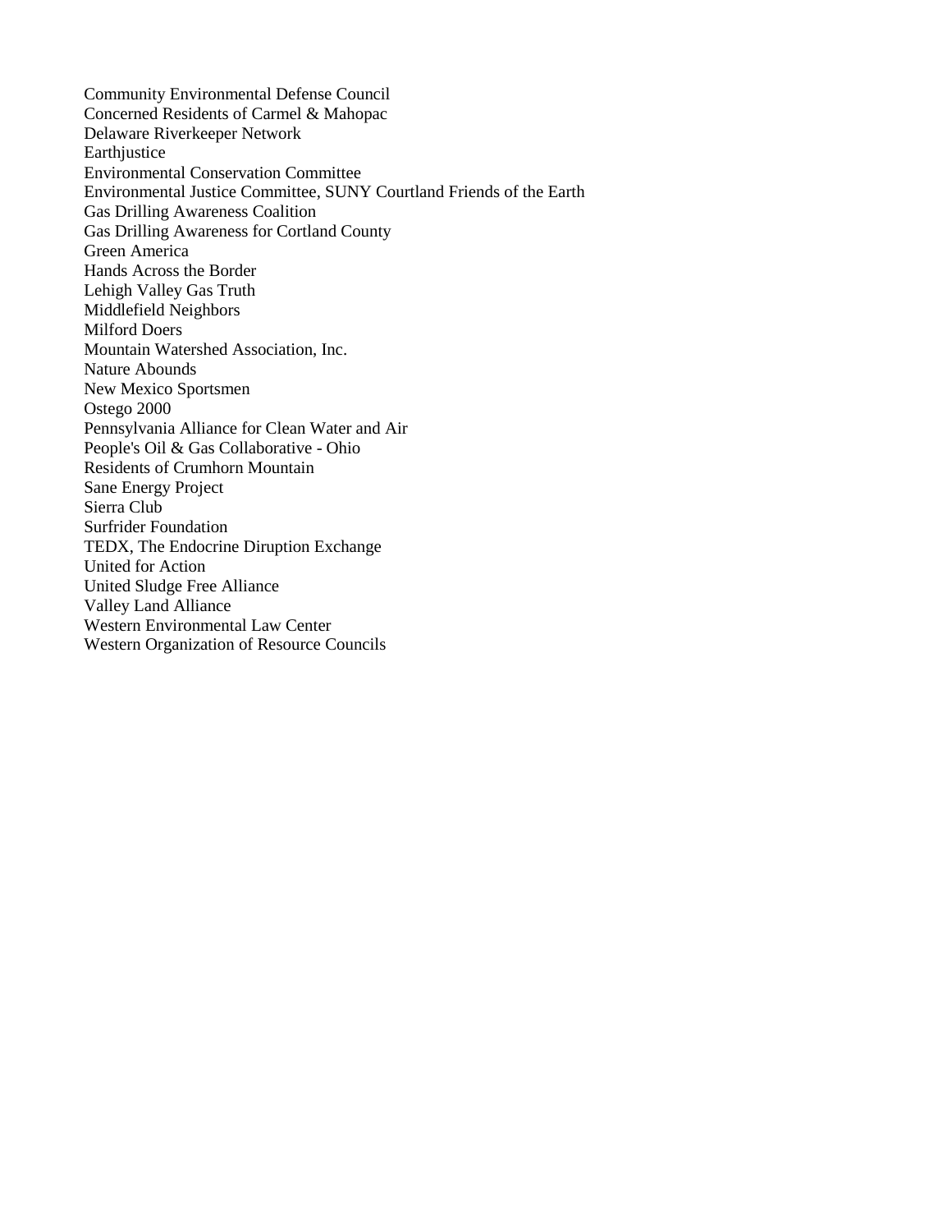Community Environmental Defense Council
Concerned Residents of Carmel & Mahopac
Delaware Riverkeeper Network
Earthjustice
Environmental Conservation Committee
Environmental Justice Committee, SUNY Courtland Friends of the Earth
Gas Drilling Awareness Coalition
Gas Drilling Awareness for Cortland County
Green America
Hands Across the Border
Lehigh Valley Gas Truth
Middlefield Neighbors
Milford Doers
Mountain Watershed Association, Inc.
Nature Abounds
New Mexico Sportsmen
Ostego 2000
Pennsylvania Alliance for Clean Water and Air
People's Oil & Gas Collaborative - Ohio
Residents of Crumhorn Mountain
Sane Energy Project
Sierra Club
Surfrider Foundation
TEDX, The Endocrine Diruption Exchange
United for Action
United Sludge Free Alliance
Valley Land Alliance
Western Environmental Law Center
Western Organization of Resource Councils